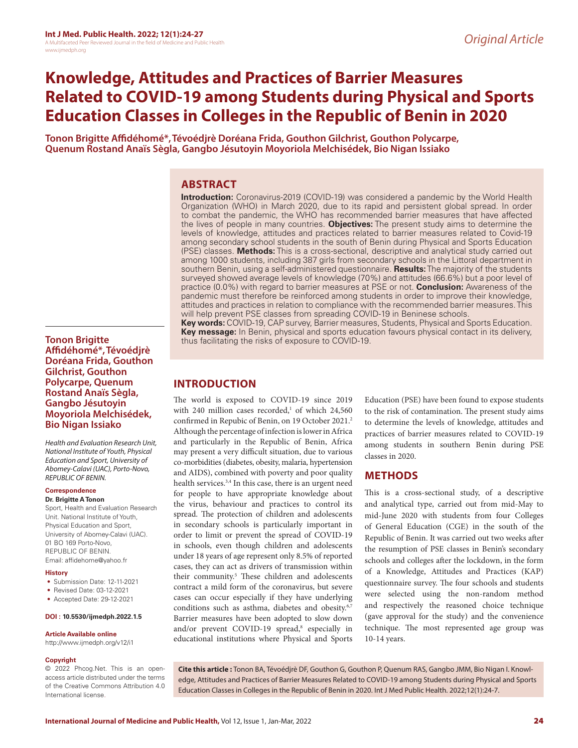Original Article

# Knowledge, Attitudes and Practices of Barrier Measures Related to COVID-19 among Students during Physical and Sports Education Classes in Colleges in the Republic of Benin in 2020

**Tonon Brigitte Affidéhomé*, Tévoédjrè Doréana Frida, Gouthon Gilchrist, Gouthon Polycarpe, Quenum Rostand Anaïs Sègla, Gangbo Jésutoyin Moyoriola Melchisédek, Bio Nigan Issiako**

## ABSTRACT

**Introduction:** Coronavirus-2019 (COVID-19) was considered a pandemic by the World Health Organization (WHO) in March 2020, due to its rapid and persistent global spread. In order to combat the pandemic, the WHO has recommended barrier measures that have affected the lives of people in many countries. **Objectives:** The present study aims to determine the levels of knowledge, attitudes and practices related to barrier measures related to Covid-19 among secondary school students in the south of Benin during Physical and Sports Education (PSE) classes. **Methods:** This is a cross-sectional, descriptive and analytical study carried out among 1000 students, including 387 girls from secondary schools in the Littoral department in southern Benin, using a self-administered questionnaire. **Results:** The majority of the students surveyed showed average levels of knowledge (70%) and attitudes (66.6%) but a poor level of practice (0.0%) with regard to barrier measures at PSE or not. **Conclusion:** Awareness of the pandemic must therefore be reinforced among students in order to improve their knowledge, attitudes and practices in relation to compliance with the recommended barrier measures. This will help prevent PSE classes from spreading COVID-19 in Beninese schools.

**Key words:** COVID-19, CAP survey, Barrier measures, Students, Physical and Sports Education.

**Key message:** In Benin, physical and sports education favours physical contact in its delivery, thus facilitating the risks of exposure to COVID-19.

**Tonon Brigitte Affidéhomé*, Tévoédjrè Doréana Frida, Gouthon Gilchrist, Gouthon Polycarpe, Quenum Rostand Anaïs Sègla, Gangbo Jésutoyin Moyoriola Melchisédek, Bio Nigan Issiako**

*Health and Evaluation Research Unit, National Institute of Youth, Physical Education and Sport, University of Abomey-Calavi (UAC), Porto-Novo, REPUBLIC OF BENIN.*

**Correspondence**

**Dr. Brigitte A Tonon**

Sport, Health and Evaluation Research Unit. National Institute of Youth, Physical Education and Sport, University of Abomey-Calavi (UAC). 01 BO 169 Porto-Novo, REPUBLIC OF BENIN.

Email: affidehome@yahoo.fr

**History**

- Submission Date: 12-11-2021
- Revised Date: 03-12-2021
- Accepted Date: 29-12-2021

**DOI :** **10.5530/ijmedph.2022.1.5**

**Article Available online**

http://www.ijmedph.org/v12/i1

**Copyright**

© 2022 Phcog.Net. This is an open-access article distributed under the terms of the Creative Commons Attribution 4.0 International license.

## INTRODUCTION

The world is exposed to COVID-19 since 2019 with 240 million cases recorded,[1] of which 24,560 confirmed in Repubic of Benin, on 19 October 2021.[2] Although the percentage of infection is lower in Africa and particularly in the Republic of Benin, Africa may present a very difficult situation, due to various co-morbidities (diabetes, obesity, malaria, hypertension and AIDS), combined with poverty and poor quality health services.[3,4] In this case, there is an urgent need for people to have appropriate knowledge about the virus, behaviour and practices to control its spread. The protection of children and adolescents in secondary schools is particularly important in order to limit or prevent the spread of COVID-19 in schools, even though children and adolescents under 18 years of age represent only 8.5% of reported cases, they can act as drivers of transmission within their community.[5] These children and adolescents contract a mild form of the coronavirus, but severe cases can occur especially if they have underlying conditions such as asthma, diabetes and obesity.[6,7] Barrier measures have been adopted to slow down and/or prevent COVID-19 spread,[8] especially in educational institutions where Physical and Sports Education (PSE) have been found to expose students to the risk of contamination. The present study aims to determine the levels of knowledge, attitudes and practices of barrier measures related to COVID-19 among students in southern Benin during PSE classes in 2020.

## METHODS

This is a cross-sectional study, of a descriptive and analytical type, carried out from mid-May to mid-June 2020 with students from four Colleges of General Education (CGE) in the south of the Republic of Benin. It was carried out two weeks after the resumption of PSE classes in Benin's secondary schools and colleges after the lockdown, in the form of a Knowledge, Attitudes and Practices (KAP) questionnaire survey. The four schools and students were selected using the non-random method and respectively the reasoned choice technique (gave approval for the study) and the convenience technique. The most represented age group was 10-14 years.

**Cite this article :** Tonon BA, Tévoédjrè DF, Gouthon G, Gouthon P, Quenum RAS, Gangbo JMM, Bio Nigan I. Knowledge, Attitudes and Practices of Barrier Measures Related to COVID-19 among Students during Physical and Sports Education Classes in Colleges in the Republic of Benin in 2020. Int J Med Public Health. 2022;12(1):24-7.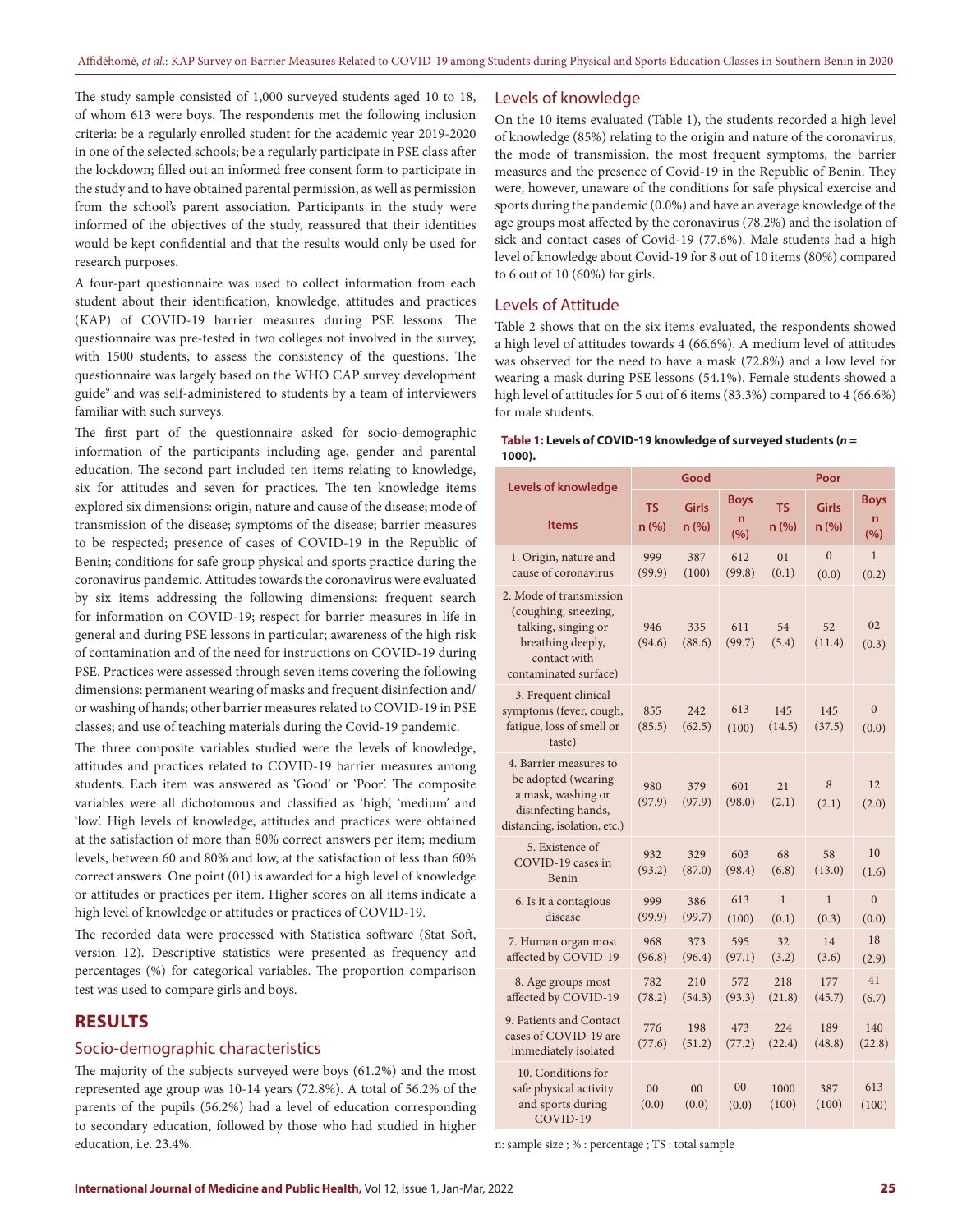The study sample consisted of 1,000 surveyed students aged 10 to 18, of whom 613 were boys. The respondents met the following inclusion criteria: be a regularly enrolled student for the academic year 2019-2020 in one of the selected schools; be a regularly participate in PSE class after the lockdown; filled out an informed free consent form to participate in the study and to have obtained parental permission, as well as permission from the school's parent association. Participants in the study were informed of the objectives of the study, reassured that their identities would be kept confidential and that the results would only be used for research purposes.

A four-part questionnaire was used to collect information from each student about their identification, knowledge, attitudes and practices (KAP) of COVID-19 barrier measures during PSE lessons. The questionnaire was pre-tested in two colleges not involved in the survey, with 1500 students, to assess the consistency of the questions. The questionnaire was largely based on the WHO CAP survey development guide[9] and was self-administered to students by a team of interviewers familiar with such surveys.

The first part of the questionnaire asked for socio-demographic information of the participants including age, gender and parental education. The second part included ten items relating to knowledge, six for attitudes and seven for practices. The ten knowledge items explored six dimensions: origin, nature and cause of the disease; mode of transmission of the disease; symptoms of the disease; barrier measures to be respected; presence of cases of COVID-19 in the Republic of Benin; conditions for safe group physical and sports practice during the coronavirus pandemic. Attitudes towards the coronavirus were evaluated by six items addressing the following dimensions: frequent search for information on COVID-19; respect for barrier measures in life in general and during PSE lessons in particular; awareness of the high risk of contamination and of the need for instructions on COVID-19 during PSE. Practices were assessed through seven items covering the following dimensions: permanent wearing of masks and frequent disinfection and/or washing of hands; other barrier measures related to COVID-19 in PSE classes; and use of teaching materials during the Covid-19 pandemic.

The three composite variables studied were the levels of knowledge, attitudes and practices related to COVID-19 barrier measures among students. Each item was answered as 'Good' or 'Poor'. The composite variables were all dichotomous and classified as 'high', 'medium' and 'low'. High levels of knowledge, attitudes and practices were obtained at the satisfaction of more than 80% correct answers per item; medium levels, between 60 and 80% and low, at the satisfaction of less than 60% correct answers. One point (01) is awarded for a high level of knowledge or attitudes or practices per item. Higher scores on all items indicate a high level of knowledge or attitudes or practices of COVID-19.

The recorded data were processed with Statistica software (Stat Soft, version 12). Descriptive statistics were presented as frequency and percentages (%) for categorical variables. The proportion comparison test was used to compare girls and boys.

## RESULTS

### Socio-demographic characteristics

The majority of the subjects surveyed were boys (61.2%) and the most represented age group was 10-14 years (72.8%). A total of 56.2% of the parents of the pupils (56.2%) had a level of education corresponding to secondary education, followed by those who had studied in higher education, i.e. 23.4%.

### Levels of knowledge

On the 10 items evaluated (Table 1), the students recorded a high level of knowledge (85%) relating to the origin and nature of the coronavirus, the mode of transmission, the most frequent symptoms, the barrier measures and the presence of Covid-19 in the Republic of Benin. They were, however, unaware of the conditions for safe physical exercise and sports during the pandemic (0.0%) and have an average knowledge of the age groups most affected by the coronavirus (78.2%) and the isolation of sick and contact cases of Covid-19 (77.6%). Male students had a high level of knowledge about Covid-19 for 8 out of 10 items (80%) compared to 6 out of 10 (60%) for girls.

### Levels of Attitude

Table 2 shows that on the six items evaluated, the respondents showed a high level of attitudes towards 4 (66.6%). A medium level of attitudes was observed for the need to have a mask (72.8%) and a low level for wearing a mask during PSE lessons (54.1%). Female students showed a high level of attitudes for 5 out of 6 items (83.3%) compared to 4 (66.6%) for male students.

**Table 1: Levels of COVID-19 knowledge of surveyed students (*n* = 1000).**

| Levels of knowledge | Good | | | Poor | | |
|---|---|---|---|---|---|---|
| Items | TS n (%) | Girls n (%) | Boys n (%) | TS n (%) | Girls n (%) | Boys n (%) |
| 1. Origin, nature and cause of coronavirus | 999 (99.9) | 387 (100) | 612 (99.8) | 01 (0.1) | 0 (0.0) | 1 (0.2) |
| 2. Mode of transmission (coughing, sneezing, talking, singing or breathing deeply, contact with contaminated surface) | 946 (94.6) | 335 (88.6) | 611 (99.7) | 54 (5.4) | 52 (11.4) | 02 (0.3) |
| 3. Frequent clinical symptoms (fever, cough, fatigue, loss of smell or taste) | 855 (85.5) | 242 (62.5) | 613 (100) | 145 (14.5) | 145 (37.5) | 0 (0.0) |
| 4. Barrier measures to be adopted (wearing a mask, washing or disinfecting hands, distancing, isolation, etc.) | 980 (97.9) | 379 (97.9) | 601 (98.0) | 21 (2.1) | 8 (2.1) | 12 (2.0) |
| 5. Existence of COVID-19 cases in Benin | 932 (93.2) | 329 (87.0) | 603 (98.4) | 68 (6.8) | 58 (13.0) | 10 (1.6) |
| 6. Is it a contagious disease | 999 (99.9) | 386 (99.7) | 613 (100) | 1 (0.1) | 1 (0.3) | 0 (0.0) |
| 7. Human organ most affected by COVID-19 | 968 (96.8) | 373 (96.4) | 595 (97.1) | 32 (3.2) | 14 (3.6) | 18 (2.9) |
| 8. Age groups most affected by COVID-19 | 782 (78.2) | 210 (54.3) | 572 (93.3) | 218 (21.8) | 177 (45.7) | 41 (6.7) |
| 9. Patients and Contact cases of COVID-19 are immediately isolated | 776 (77.6) | 198 (51.2) | 473 (77.2) | 224 (22.4) | 189 (48.8) | 140 (22.8) |
| 10. Conditions for safe physical activity and sports during COVID-19 | 00 (0.0) | 00 (0.0) | 00 (0.0) | 1000 (100) | 387 (100) | 613 (100) |

n: sample size ; % : percentage ; TS : total sample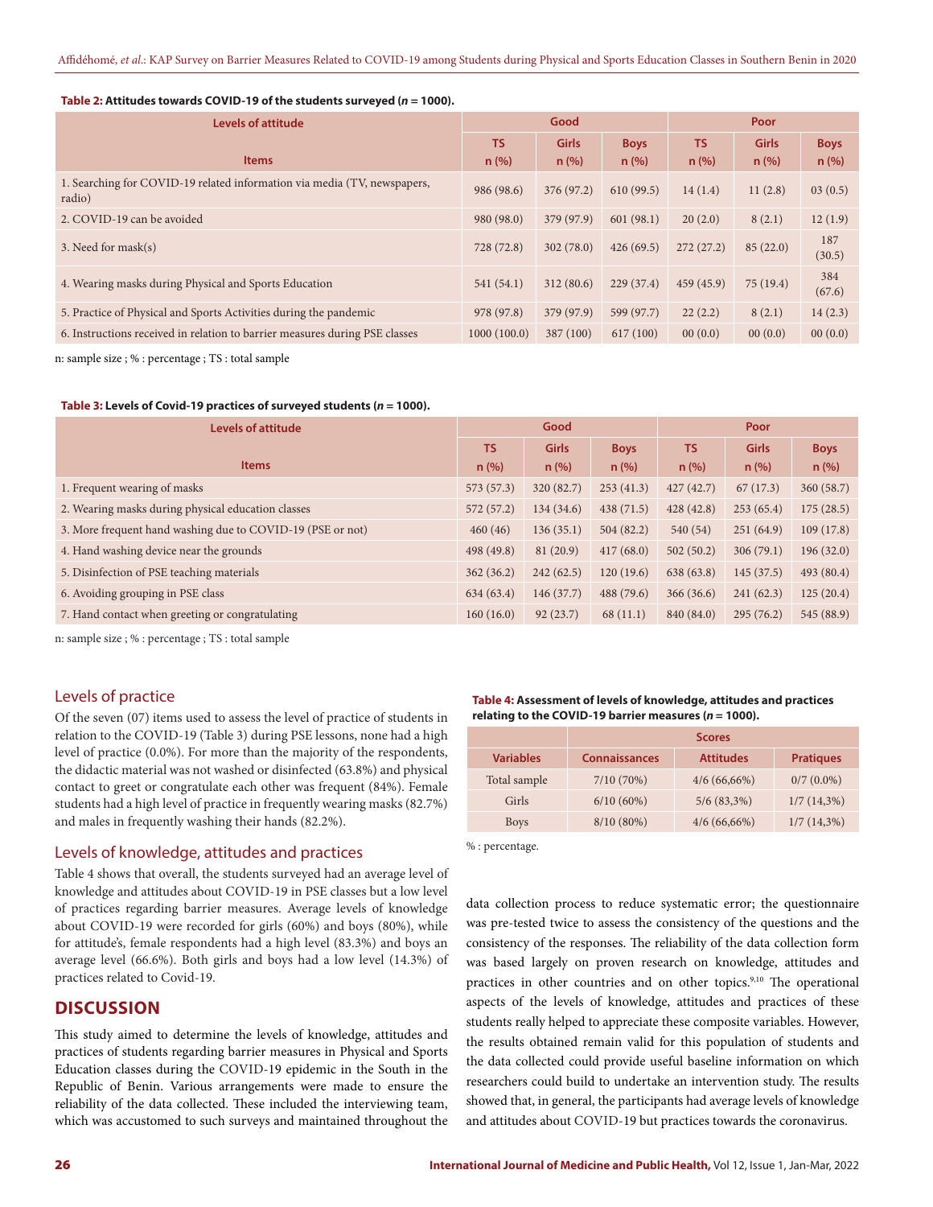**Table 2: Attitudes towards COVID-19 of the students surveyed (*n* = 1000).**

| Levels of attitude | Good | | | Poor | | |
|---|---|---|---|---|---|---|
| Items | TS n (%) | Girls n (%) | Boys n (%) | TS n (%) | Girls n (%) | Boys n (%) |
| 1. Searching for COVID-19 related information via media (TV, newspapers, radio) | 986 (98.6) | 376 (97.2) | 610 (99.5) | 14 (1.4) | 11 (2.8) | 03 (0.5) |
| 2. COVID-19 can be avoided | 980 (98.0) | 379 (97.9) | 601 (98.1) | 20 (2.0) | 8 (2.1) | 12 (1.9) |
| 3. Need for mask(s) | 728 (72.8) | 302 (78.0) | 426 (69.5) | 272 (27.2) | 85 (22.0) | 187 (30.5) |
| 4. Wearing masks during Physical and Sports Education | 541 (54.1) | 312 (80.6) | 229 (37.4) | 459 (45.9) | 75 (19.4) | 384 (67.6) |
| 5. Practice of Physical and Sports Activities during the pandemic | 978 (97.8) | 379 (97.9) | 599 (97.7) | 22 (2.2) | 8 (2.1) | 14 (2.3) |
| 6. Instructions received in relation to barrier measures during PSE classes | 1000 (100.0) | 387 (100) | 617 (100) | 00 (0.0) | 00 (0.0) | 00 (0.0) |

n: sample size ; % : percentage ; TS : total sample

**Table 3: Levels of Covid-19 practices of surveyed students (*n* = 1000).**

| Levels of attitude | Good | | | Poor | | |
|---|---|---|---|---|---|---|
| Items | TS n (%) | Girls n (%) | Boys n (%) | TS n (%) | Girls n (%) | Boys n (%) |
| 1. Frequent wearing of masks | 573 (57.3) | 320 (82.7) | 253 (41.3) | 427 (42.7) | 67 (17.3) | 360 (58.7) |
| 2. Wearing masks during physical education classes | 572 (57.2) | 134 (34.6) | 438 (71.5) | 428 (42.8) | 253 (65.4) | 175 (28.5) |
| 3. More frequent hand washing due to COVID-19 (PSE or not) | 460 (46) | 136 (35.1) | 504 (82.2) | 540 (54) | 251 (64.9) | 109 (17.8) |
| 4. Hand washing device near the grounds | 498 (49.8) | 81 (20.9) | 417 (68.0) | 502 (50.2) | 306 (79.1) | 196 (32.0) |
| 5. Disinfection of PSE teaching materials | 362 (36.2) | 242 (62.5) | 120 (19.6) | 638 (63.8) | 145 (37.5) | 493 (80.4) |
| 6. Avoiding grouping in PSE class | 634 (63.4) | 146 (37.7) | 488 (79.6) | 366 (36.6) | 241 (62.3) | 125 (20.4) |
| 7. Hand contact when greeting or congratulating | 160 (16.0) | 92 (23.7) | 68 (11.1) | 840 (84.0) | 295 (76.2) | 545 (88.9) |

n: sample size ; % : percentage ; TS : total sample

## Levels of practice

Of the seven (07) items used to assess the level of practice of students in relation to the COVID-19 (Table 3) during PSE lessons, none had a high level of practice (0.0%). For more than the majority of the respondents, the didactic material was not washed or disinfected (63.8%) and physical contact to greet or congratulate each other was frequent (84%). Female students had a high level of practice in frequently wearing masks (82.7%) and males in frequently washing their hands (82.2%).

## Levels of knowledge, attitudes and practices

Table 4 shows that overall, the students surveyed had an average level of knowledge and attitudes about COVID-19 in PSE classes but a low level of practices regarding barrier measures. Average levels of knowledge about COVID-19 were recorded for girls (60%) and boys (80%), while for attitude's, female respondents had a high level (83.3%) and boys an average level (66.6%). Both girls and boys had a low level (14.3%) of practices related to Covid-19.

**Table 4: Assessment of levels of knowledge, attitudes and practices relating to the COVID-19 barrier measures (*n* = 1000).**

| | Scores | | |
|---|---|---|---|
| Variables | Connaissances | Attitudes | Pratiques |
| Total sample | 7/10 (70%) | 4/6 (66,66%) | 0/7 (0.0%) |
| Girls | 6/10 (60%) | 5/6 (83,3%) | 1/7 (14,3%) |
| Boys | 8/10 (80%) | 4/6 (66,66%) | 1/7 (14,3%) |

% : percentage.

# DISCUSSION

This study aimed to determine the levels of knowledge, attitudes and practices of students regarding barrier measures in Physical and Sports Education classes during the COVID-19 epidemic in the South in the Republic of Benin. Various arrangements were made to ensure the reliability of the data collected. These included the interviewing team, which was accustomed to such surveys and maintained throughout the data collection process to reduce systematic error; the questionnaire was pre-tested twice to assess the consistency of the questions and the consistency of the responses. The reliability of the data collection form was based largely on proven research on knowledge, attitudes and practices in other countries and on other topics.[9,10] The operational aspects of the levels of knowledge, attitudes and practices of these students really helped to appreciate these composite variables. However, the results obtained remain valid for this population of students and the data collected could provide useful baseline information on which researchers could build to undertake an intervention study. The results showed that, in general, the participants had average levels of knowledge and attitudes about COVID-19 but practices towards the coronavirus.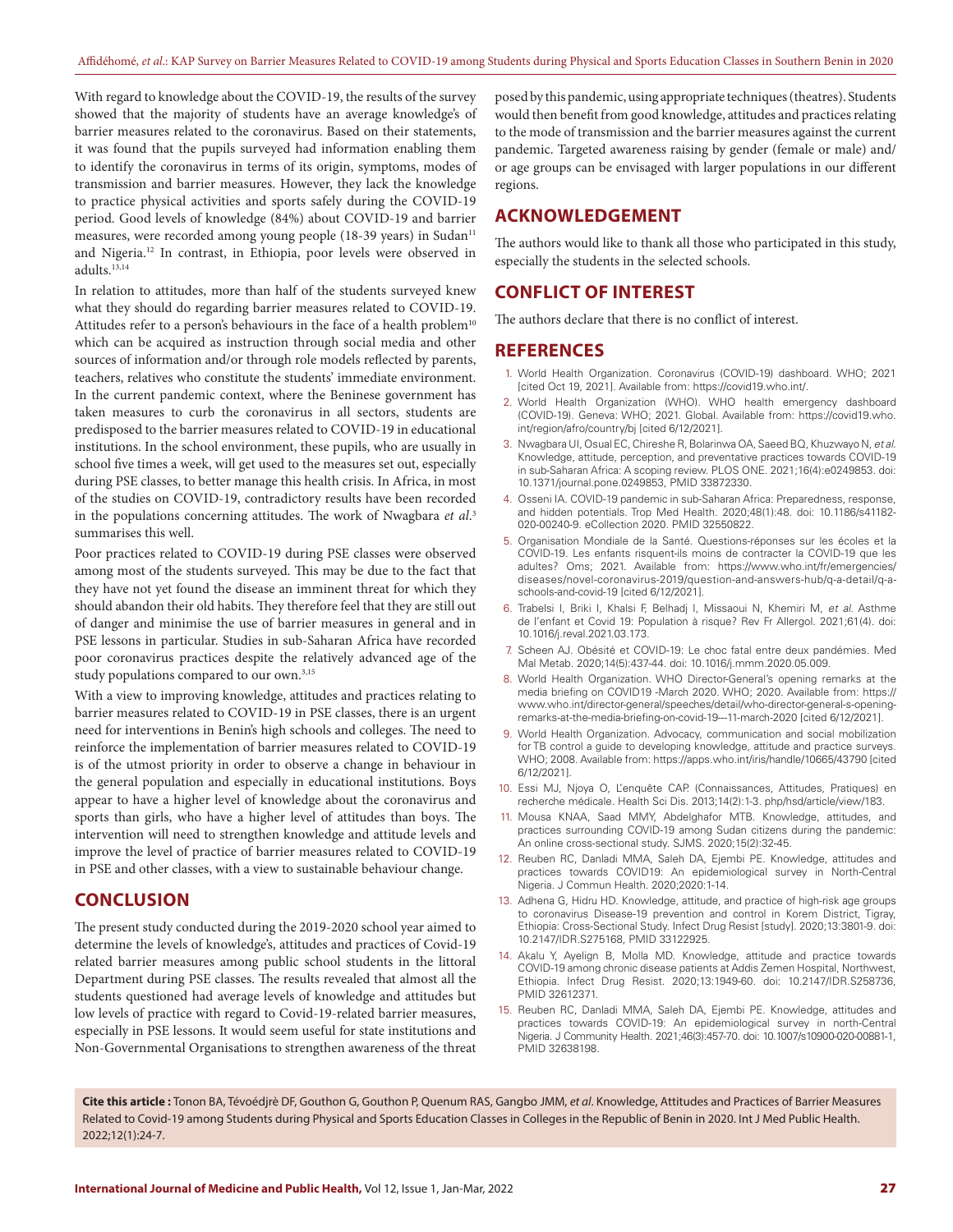With regard to knowledge about the COVID-19, the results of the survey showed that the majority of students have an average knowledge's of barrier measures related to the coronavirus. Based on their statements, it was found that the pupils surveyed had information enabling them to identify the coronavirus in terms of its origin, symptoms, modes of transmission and barrier measures. However, they lack the knowledge to practice physical activities and sports safely during the COVID-19 period. Good levels of knowledge (84%) about COVID-19 and barrier measures, were recorded among young people (18-39 years) in Sudan[11] and Nigeria.[12] In contrast, in Ethiopia, poor levels were observed in adults.[13,14]

In relation to attitudes, more than half of the students surveyed knew what they should do regarding barrier measures related to COVID-19. Attitudes refer to a person's behaviours in the face of a health problem[10] which can be acquired as instruction through social media and other sources of information and/or through role models reflected by parents, teachers, relatives who constitute the students' immediate environment. In the current pandemic context, where the Beninese government has taken measures to curb the coronavirus in all sectors, students are predisposed to the barrier measures related to COVID-19 in educational institutions. In the school environment, these pupils, who are usually in school five times a week, will get used to the measures set out, especially during PSE classes, to better manage this health crisis. In Africa, in most of the studies on COVID-19, contradictory results have been recorded in the populations concerning attitudes. The work of Nwagbara *et al*.[3] summarises this well.

Poor practices related to COVID-19 during PSE classes were observed among most of the students surveyed. This may be due to the fact that they have not yet found the disease an imminent threat for which they should abandon their old habits. They therefore feel that they are still out of danger and minimise the use of barrier measures in general and in PSE lessons in particular. Studies in sub-Saharan Africa have recorded poor coronavirus practices despite the relatively advanced age of the study populations compared to our own.[3,15]

With a view to improving knowledge, attitudes and practices relating to barrier measures related to COVID-19 in PSE classes, there is an urgent need for interventions in Benin's high schools and colleges. The need to reinforce the implementation of barrier measures related to COVID-19 is of the utmost priority in order to observe a change in behaviour in the general population and especially in educational institutions. Boys appear to have a higher level of knowledge about the coronavirus and sports than girls, who have a higher level of attitudes than boys. The intervention will need to strengthen knowledge and attitude levels and improve the level of practice of barrier measures related to COVID-19 in PSE and other classes, with a view to sustainable behaviour change.

## CONCLUSION

The present study conducted during the 2019-2020 school year aimed to determine the levels of knowledge's, attitudes and practices of Covid-19 related barrier measures among public school students in the littoral Department during PSE classes. The results revealed that almost all the students questioned had average levels of knowledge and attitudes but low levels of practice with regard to Covid-19-related barrier measures, especially in PSE lessons. It would seem useful for state institutions and Non-Governmental Organisations to strengthen awareness of the threat posed by this pandemic, using appropriate techniques (theatres). Students would then benefit from good knowledge, attitudes and practices relating to the mode of transmission and the barrier measures against the current pandemic. Targeted awareness raising by gender (female or male) and/or age groups can be envisaged with larger populations in our different regions.

## ACKNOWLEDGEMENT

The authors would like to thank all those who participated in this study, especially the students in the selected schools.

## CONFLICT OF INTEREST

The authors declare that there is no conflict of interest.

## REFERENCES

1. World Health Organization. Coronavirus (COVID-19) dashboard. WHO; 2021 [cited Oct 19, 2021]. Available from: https://covid19.who.int/.
2. World Health Organization (WHO). WHO health emergency dashboard (COVID-19). Geneva: WHO; 2021. Global. Available from: https://covid19.who.int/region/afro/country/bj [cited 6/12/2021].
3. Nwagbara UI, Osual EC, Chireshe R, Bolarinwa OA, Saeed BQ, Khuzwayo N, *et al*. Knowledge, attitude, perception, and preventative practices towards COVID-19 in sub-Saharan Africa: A scoping review. PLOS ONE. 2021;16(4):e0249853. doi: 10.1371/journal.pone.0249853, PMID 33872330.
4. Osseni IA. COVID-19 pandemic in sub-Saharan Africa: Preparedness, response, and hidden potentials. Trop Med Health. 2020;48(1):48. doi: 10.1186/s41182-020-00240-9. eCollection 2020. PMID 32550822.
5. Organisation Mondiale de la Santé. Questions-réponses sur les écoles et la COVID-19. Les enfants risquent-ils moins de contracter la COVID-19 que les adultes? Oms; 2021. Available from: https://www.who.int/fr/emergencies/diseases/novel-coronavirus-2019/question-and-answers-hub/q-a-detail/q-a-schools-and-covid-19 [cited 6/12/2021].
6. Trabelsi I, Briki I, Khalsi F, Belhadj I, Missaoui N, Khemiri M, *et al*. Asthme de l'enfant et Covid 19: Population à risque? Rev Fr Allergol. 2021;61(4). doi: 10.1016/j.reval.2021.03.173.
7. Scheen AJ. Obésité et COVID-19: Le choc fatal entre deux pandémies. Med Mal Metab. 2020;14(5):437-44. doi: 10.1016/j.mmm.2020.05.009.
8. World Health Organization. WHO Director-General's opening remarks at the media briefing on COVID19 -March 2020. WHO; 2020. Available from: https://www.who.int/director-general/speeches/detail/who-director-general-s-opening-remarks-at-the-media-briefing-on-covid-19---11-march-2020 [cited 6/12/2021].
9. World Health Organization. Advocacy, communication and social mobilization for TB control a guide to developing knowledge, attitude and practice surveys. WHO; 2008. Available from: https://apps.who.int/iris/handle/10665/43790 [cited 6/12/2021].
10. Essi MJ, Njoya O, L'enquête CAP. (Connaissances, Attitudes, Pratiques) en recherche médicale. Health Sci Dis. 2013;14(2):1-3. php/hsd/article/view/183.
11. Mousa KNAA, Saad MMY, Abdelghafor MTB. Knowledge, attitudes, and practices surrounding COVID-19 among Sudan citizens during the pandemic: An online cross-sectional study. SJMS. 2020;15(2):32-45.
12. Reuben RC, Danladi MMA, Saleh DA, Ejembi PE. Knowledge, attitudes and practices towards COVID19: An epidemiological survey in North-Central Nigeria. J Commun Health. 2020;2020:1-14.
13. Adhena G, Hidru HD. Knowledge, attitude, and practice of high-risk age groups to coronavirus Disease-19 prevention and control in Korem District, Tigray, Ethiopia: Cross-Sectional Study. Infect Drug Resist [study]. 2020;13:3801-9. doi: 10.2147/IDR.S275168, PMID 33122925.
14. Akalu Y, Ayelign B, Molla MD. Knowledge, attitude and practice towards COVID-19 among chronic disease patients at Addis Zemen Hospital, Northwest, Ethiopia. Infect Drug Resist. 2020;13:1949-60. doi: 10.2147/IDR.S258736, PMID 32612371.
15. Reuben RC, Danladi MMA, Saleh DA, Ejembi PE. Knowledge, attitudes and practices towards COVID-19: An epidemiological survey in north-Central Nigeria. J Community Health. 2021;46(3):457-70. doi: 10.1007/s10900-020-00881-1, PMID 32638198.

**Cite this article :** Tonon BA, Tévoédjrè DF, Gouthon G, Gouthon P, Quenum RAS, Gangbo JMM, *et al*. Knowledge, Attitudes and Practices of Barrier Measures Related to Covid-19 among Students during Physical and Sports Education Classes in Colleges in the Republic of Benin in 2020. Int J Med Public Health. 2022;12(1):24-7.